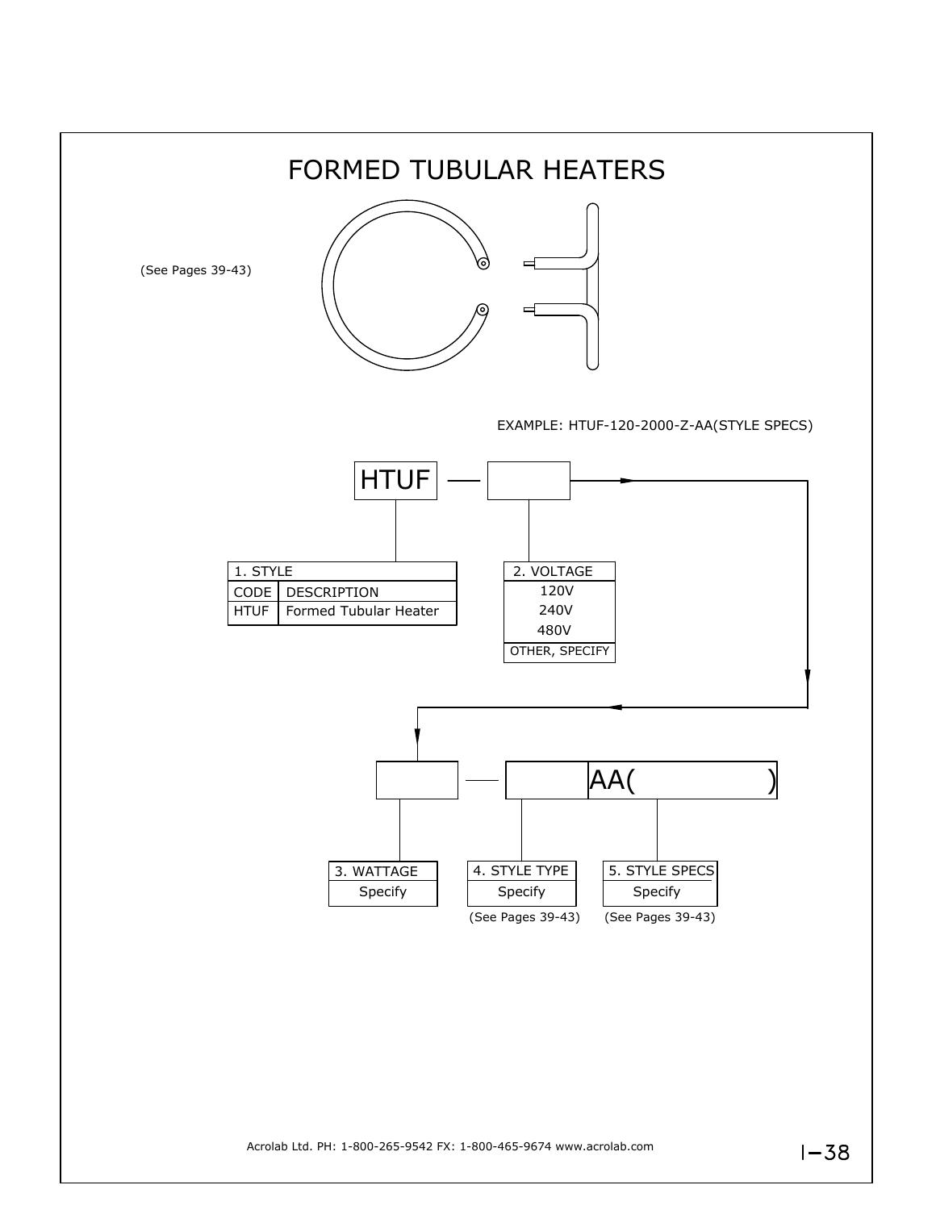# FORMED TUBULAR HEATERS

(See Pages 39-43)

EXAMPLE: HTUF-120-2000-Z-AA(STYLE SPECS)

HTUF — [ ] — [ ] — [ ] AA( )

| 1. STYLE | |
|---|---|
| CODE | DESCRIPTION |
| HTUF | Formed Tubular Heater |

| 2. VOLTAGE |
|---|
| 120V |
| 240V |
| 480V |
| OTHER, SPECIFY |

| 3. WATTAGE |
|---|
| Specify |

| 4. STYLE TYPE |
|---|
| Specify |

(See Pages 39-43)

| 5. STYLE SPECS |
|---|
| Specify |

(See Pages 39-43)

Acrolab Ltd. PH: 1-800-265-9542 FX: 1-800-465-9674 www.acrolab.com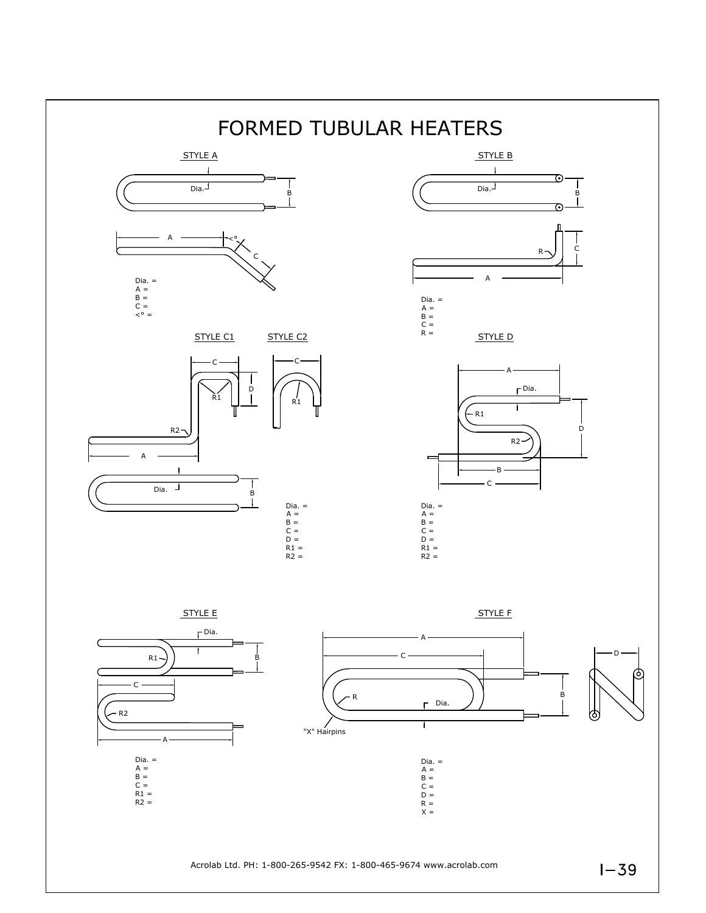# FORMED TUBULAR HEATERS

## STYLE A

Dia. =
A =
B =
C =
<° =

## STYLE B

Dia. =
A =
B =
C =
R =

## STYLE C1 / STYLE C2

Dia. =
A =
B =
C =
D =
R1 =
R2 =

## STYLE D

Dia. =
A =
B =
C =
D =
R1 =
R2 =

## STYLE E

Dia. =
A =
B =
C =
R1 =
R2 =

## STYLE F

"X" Hairpins

Dia. =
A =
B =
C =
D =
R =
X =

Acrolab Ltd. PH: 1-800-265-9542 FX: 1-800-465-9674 www.acrolab.com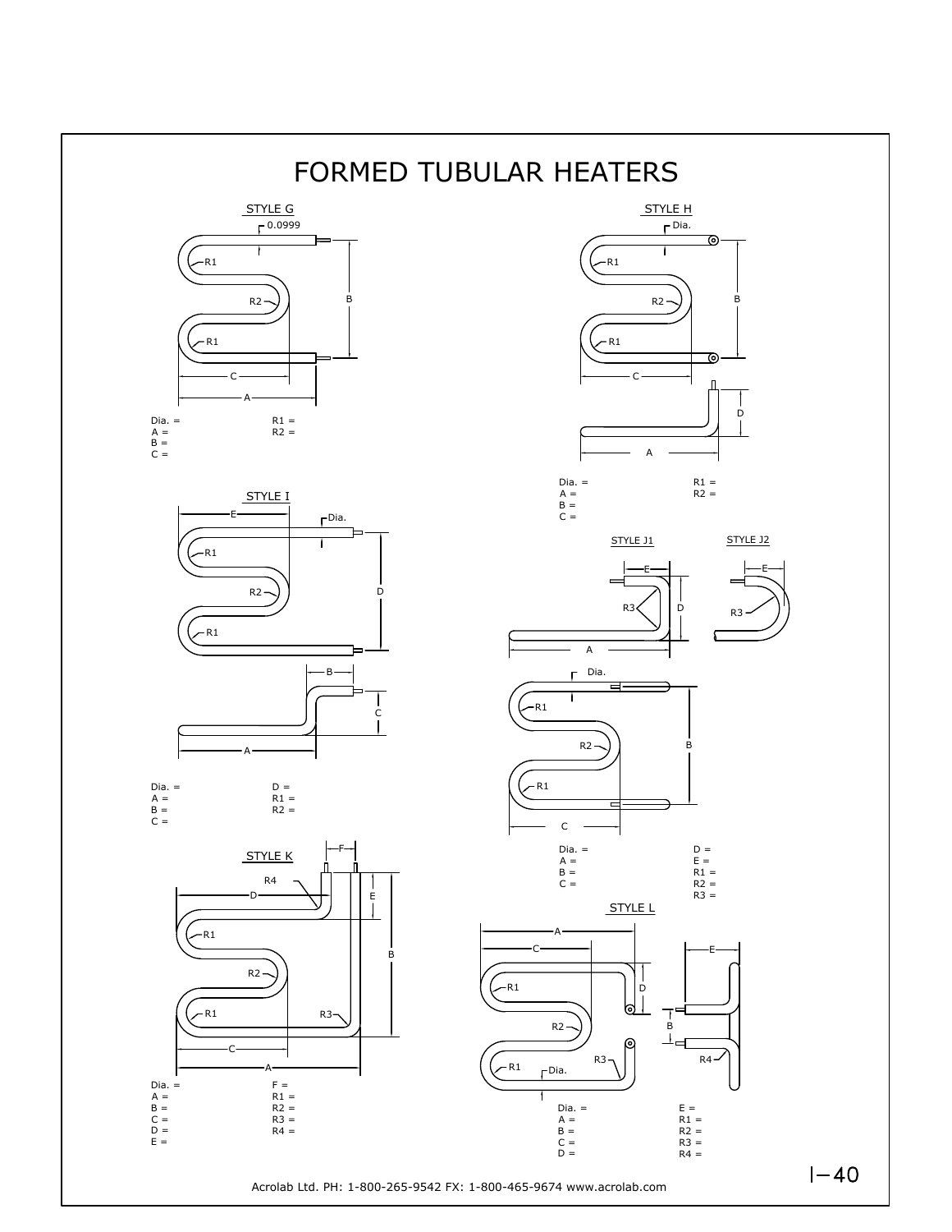# FORMED TUBULAR HEATERS

## STYLE G

Dia. =
A =
B =
C =

R1 =
R2 =

## STYLE H

Dia. =
A =
B =
C =

R1 =
R2 =

## STYLE I

Dia. =
A =
B =
C =

D =
R1 =
R2 =

## STYLE J1

## STYLE J2

Dia. =
A =
B =
C =

D =
E =
R1 =
R2 =
R3 =

## STYLE K

Dia. =
A =
B =
C =
D =
E =

F =
R1 =
R2 =
R3 =
R4 =

## STYLE L

Dia. =
A =
B =
C =
D =

E =
R1 =
R2 =
R3 =
R4 =

Acrolab Ltd. PH: 1-800-265-9542 FX: 1-800-465-9674 www.acrolab.com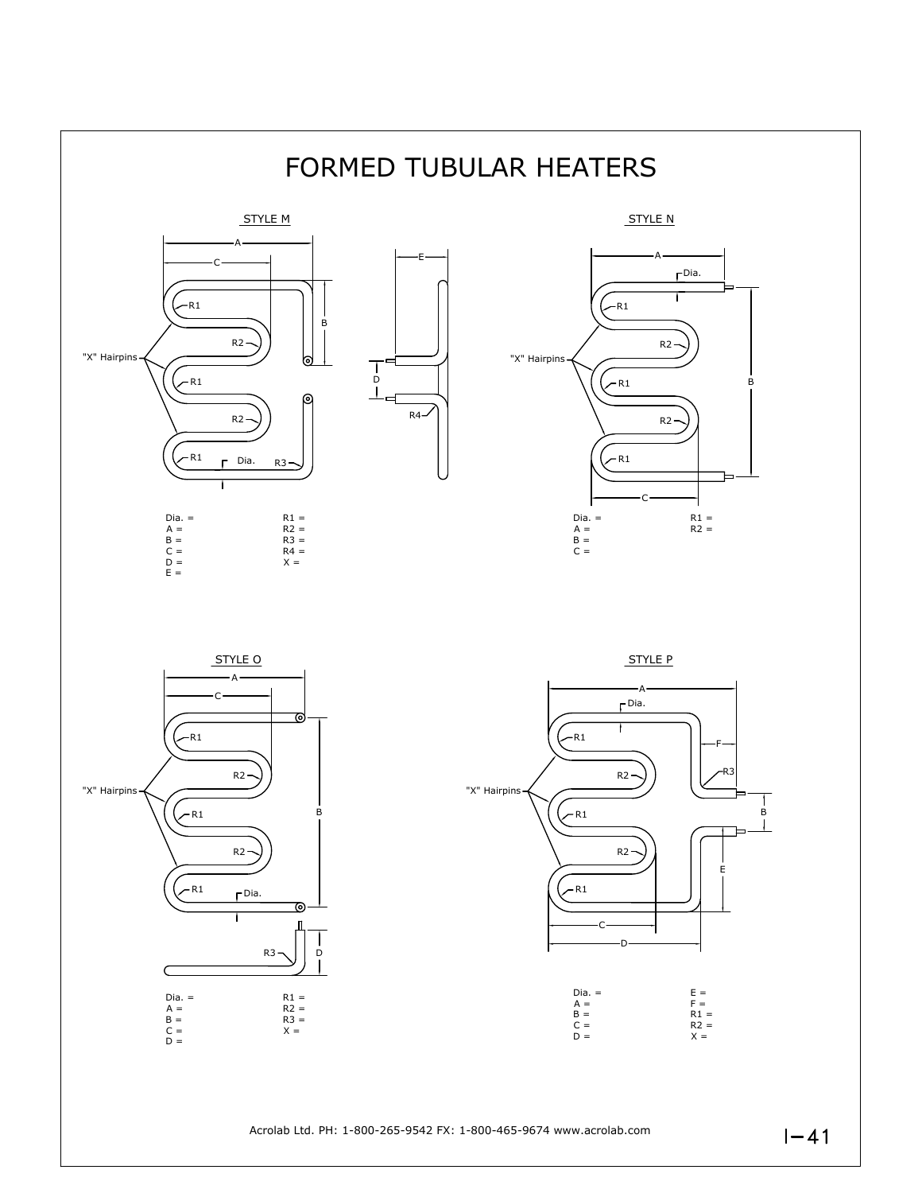# FORMED TUBULAR HEATERS

## STYLE M

"X" Hairpins

Dia. =
A =
B =
C =
D =
E =

R1 =
R2 =
R3 =
R4 =
X =

## STYLE N

"X" Hairpins

Dia. =
A =
B =
C =

R1 =
R2 =

## STYLE O

"X" Hairpins

Dia. =
A =
B =
C =
D =

R1 =
R2 =
R3 =
X =

## STYLE P

"X" Hairpins

Dia. =
A =
B =
C =
D =

E =
F =
R1 =
R2 =
X =

Acrolab Ltd. PH: 1-800-265-9542 FX: 1-800-465-9674 www.acrolab.com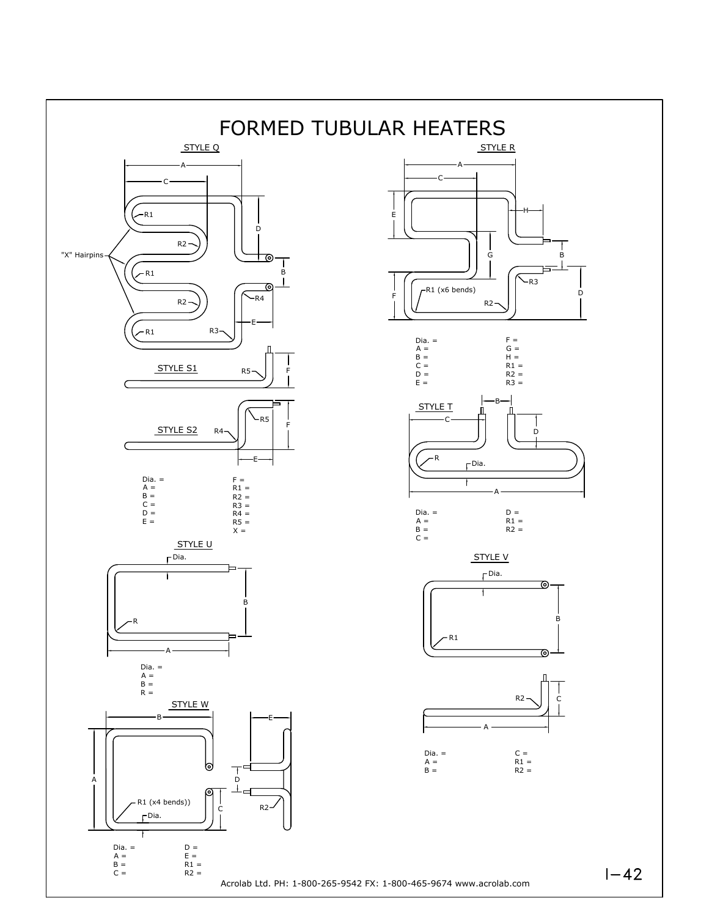# FORMED TUBULAR HEATERS

## STYLE Q

"X" Hairpins

## STYLE S1

## STYLE S2

Dia. =
A =
B =
C =
D =
E =

F =
R1 =
R2 =
R3 =
R4 =
R5 =
X =

## STYLE R

Dia. =
A =
B =
C =
D =
E =

F =
G =
H =
R1 =
R2 =
R3 =

## STYLE T

Dia. =
A =
B =
C =

D =
R1 =
R2 =

## STYLE U

Dia. =
A =
B =
R =

## STYLE V

Dia. =
A =
B =

C =
R1 =
R2 =

## STYLE W

Dia. =
A =
B =
C =

D =
E =
R1 =
R2 =

Acrolab Ltd. PH: 1-800-265-9542 FX: 1-800-465-9674 www.acrolab.com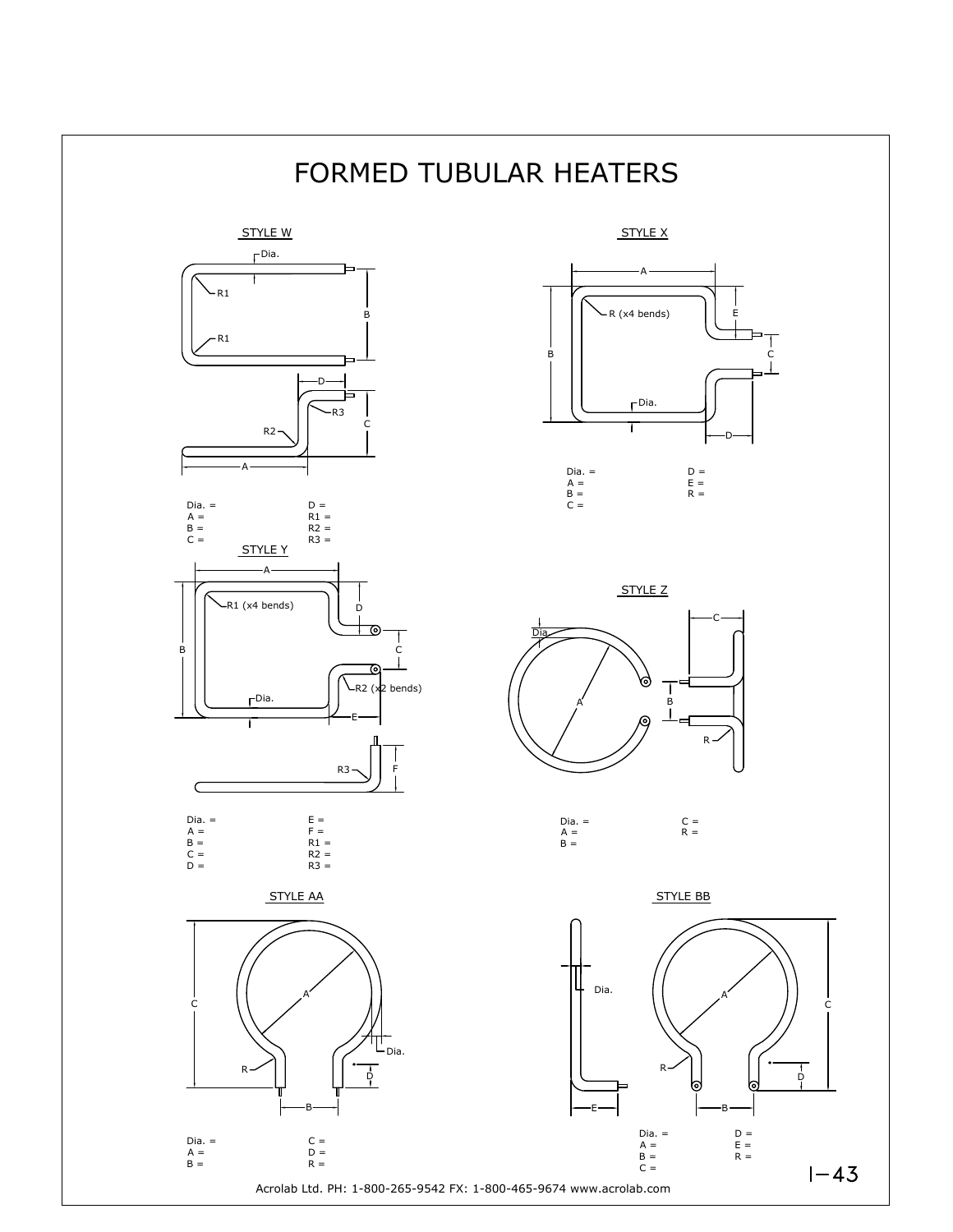# FORMED TUBULAR HEATERS

## STYLE W

Dia.
R1
R1
B
D
R3
C
R2
A

Dia. =
A =
B =
C =
D =
R1 =
R2 =
R3 =

## STYLE X

A
R (x4 bends)
E
B
C
Dia.
D

Dia. =
A =
B =
C =
D =
E =
R =

## STYLE Y

A
R1 (x4 bends)
D
B
C
R2 (x2 bends)
Dia.
E
R3
F

Dia. =
A =
B =
C =
D =
E =
F =
R1 =
R2 =
R3 =

## STYLE Z

Dia.
A
C
B
R

Dia. =
A =
B =
C =
R =

## STYLE AA

C
A
Dia.
R
D
B

Dia. =
A =
B =
C =
D =
R =

## STYLE BB

Dia.
E
A
C
R
D
B

Dia. =
A =
B =
C =
D =
E =
R =

Acrolab Ltd. PH: 1-800-265-9542 FX: 1-800-465-9674 www.acrolab.com